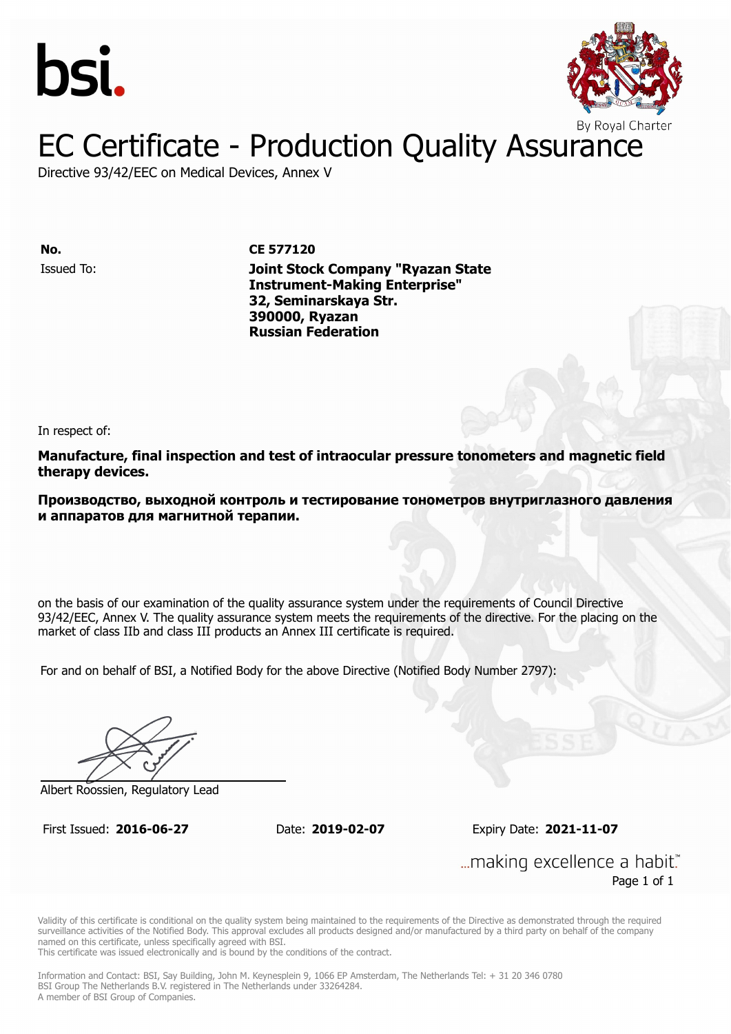bsi.

By Royal Charter

# EC Certificate - Production Quality Assurance

Directive 93/42/EEC on Medical Devices, Annex V

**No.** **CE 577120**

Issued To: **Joint Stock Company "Ryazan State Instrument-Making Enterprise"**
**32, Seminarskaya Str.**
**390000, Ryazan**
**Russian Federation**

In respect of:

**Manufacture, final inspection and test of intraocular pressure tonometers and magnetic field therapy devices.**

**Производство, выходной контроль и тестирование тонометров внутриглазного давления и аппаратов для магнитной терапии.**

on the basis of our examination of the quality assurance system under the requirements of Council Directive 93/42/EEC, Annex V. The quality assurance system meets the requirements of the directive. For the placing on the market of class IIb and class III products an Annex III certificate is required.

For and on behalf of BSI, a Notified Body for the above Directive (Notified Body Number 2797):

Albert Roossien, Regulatory Lead

First Issued: **2016-06-27** Date: **2019-02-07** Expiry Date: **2021-11-07**

...making excellence a habit.™

Validity of this certificate is conditional on the quality system being maintained to the requirements of the Directive as demonstrated through the required surveillance activities of the Notified Body. This approval excludes all products designed and/or manufactured by a third party on behalf of the company named on this certificate, unless specifically agreed with BSI.
This certificate was issued electronically and is bound by the conditions of the contract.

Information and Contact: BSI, Say Building, John M. Keynesplein 9, 1066 EP Amsterdam, The Netherlands Tel: + 31 20 346 0780
BSI Group The Netherlands B.V. registered in The Netherlands under 33264284.
A member of BSI Group of Companies.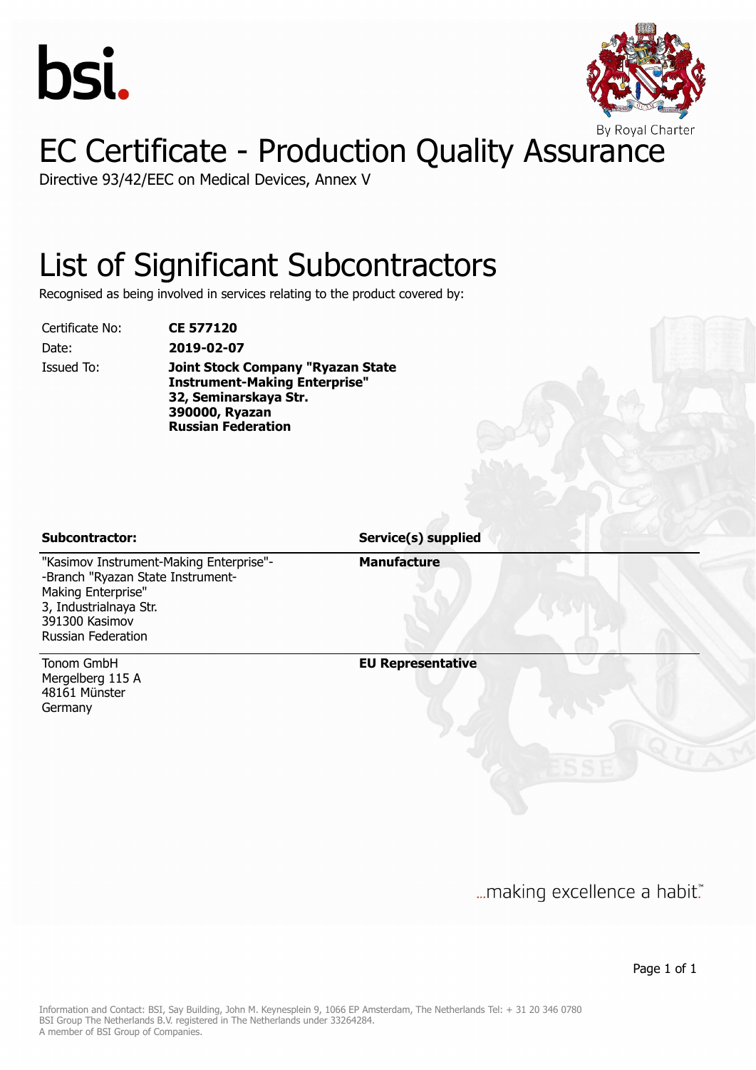bsi.

By Royal Charter

# EC Certificate - Production Quality Assurance

Directive 93/42/EEC on Medical Devices, Annex V

## List of Significant Subcontractors

Recognised as being involved in services relating to the product covered by:

| | |
|---|---|
| Certificate No: | **CE 577120** |
| Date: | **2019-02-07** |
| Issued To: | **Joint Stock Company "Ryazan State Instrument-Making Enterprise"**<br>**32, Seminarskaya Str.**<br>**390000, Ryazan**<br>**Russian Federation** |

| **Subcontractor:** | **Service(s) supplied** |
|---|---|
| "Kasimov Instrument-Making Enterprise"--Branch "Ryazan State Instrument-Making Enterprise"<br>3, Industrialnaya Str.<br>391300 Kasimov<br>Russian Federation | **Manufacture** |
| Tonom GmbH<br>Mergelberg 115 A<br>48161 Münster<br>Germany | **EU Representative** |

...making excellence a habit.™

Information and Contact: BSI, Say Building, John M. Keynesplein 9, 1066 EP Amsterdam, The Netherlands Tel: + 31 20 346 0780
BSI Group The Netherlands B.V. registered in The Netherlands under 33264284.
A member of BSI Group of Companies.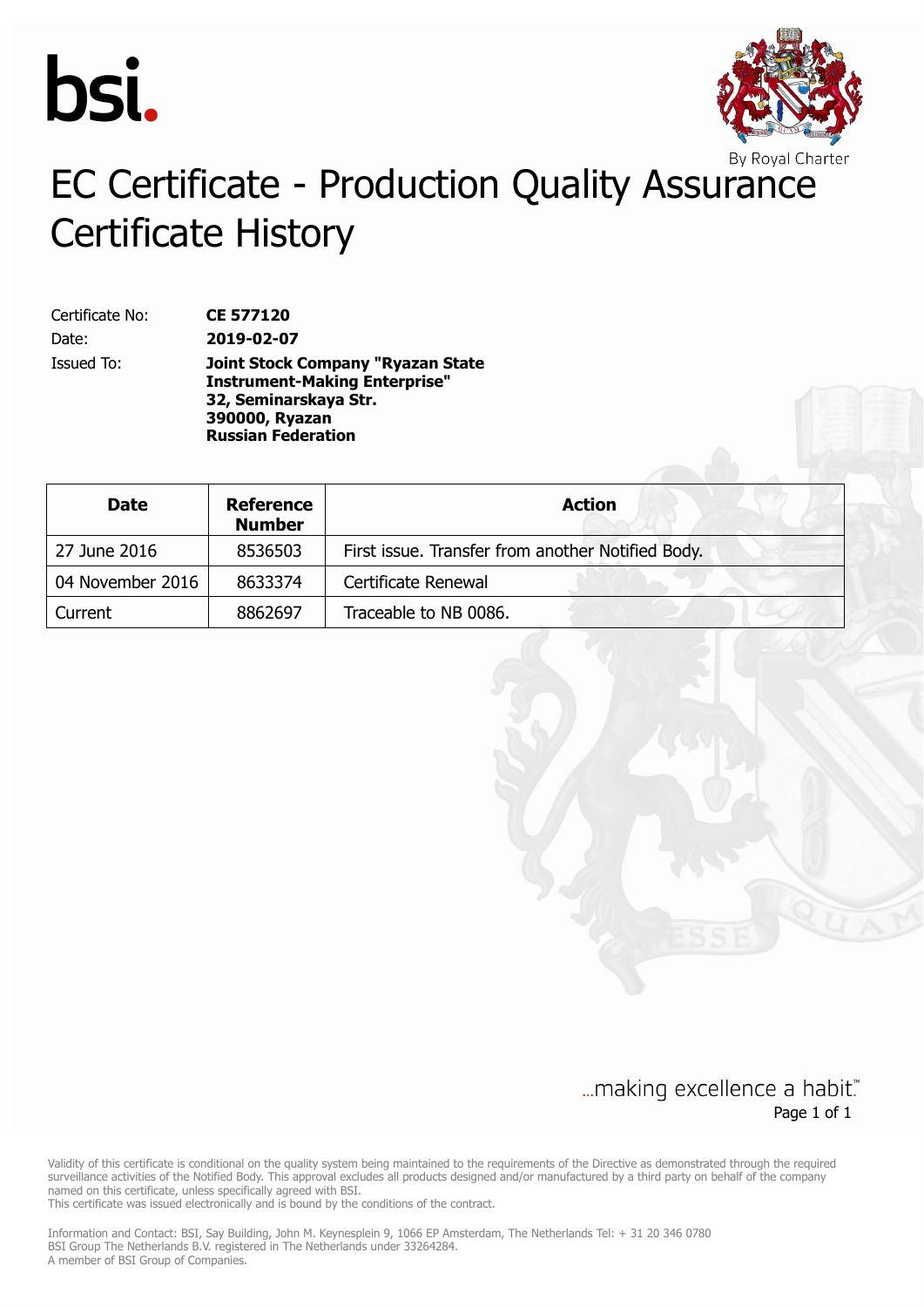bsi.

By Royal Charter

# EC Certificate - Production Quality Assurance Certificate History

Certificate No: **CE 577120**

Date: **2019-02-07**

Issued To: **Joint Stock Company "Ryazan State Instrument-Making Enterprise"**
**32, Seminarskaya Str.**
**390000, Ryazan**
**Russian Federation**

| Date | Reference Number | Action |
| --- | --- | --- |
| 27 June 2016 | 8536503 | First issue. Transfer from another Notified Body. |
| 04 November 2016 | 8633374 | Certificate Renewal |
| Current | 8862697 | Traceable to NB 0086. |

...making excellence a habit.™

Validity of this certificate is conditional on the quality system being maintained to the requirements of the Directive as demonstrated through the required surveillance activities of the Notified Body. This approval excludes all products designed and/or manufactured by a third party on behalf of the company named on this certificate, unless specifically agreed with BSI.
This certificate was issued electronically and is bound by the conditions of the contract.

Information and Contact: BSI, Say Building, John M. Keynesplein 9, 1066 EP Amsterdam, The Netherlands Tel: + 31 20 346 0780
BSI Group The Netherlands B.V. registered in The Netherlands under 33264284.
A member of BSI Group of Companies.